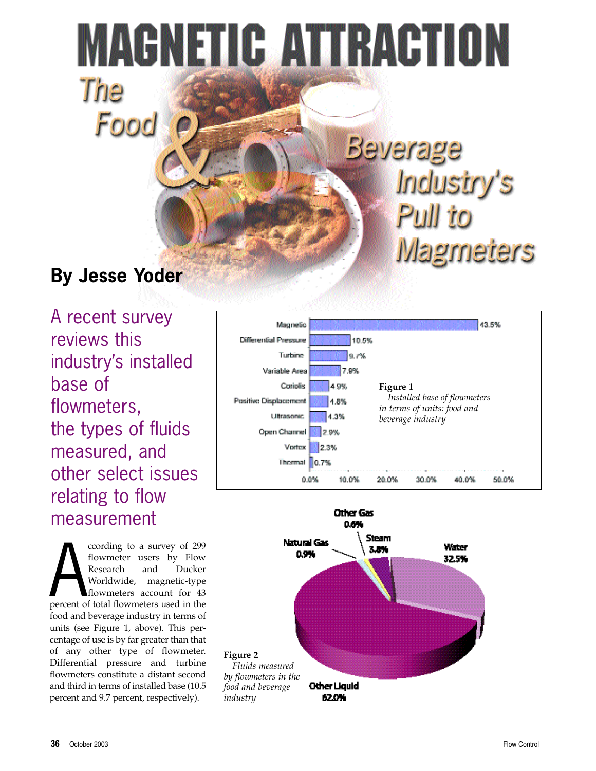# MAGNETIC ATTRACTION

## The Food & Beverage Industry's Pull to Magmeters

**By Jesse Yoder**

A recent survey reviews this industry's installed base of flowmeters, the types of fluids measured, and other select issues relating to flow measurement

According to a survey of 299 flowmeter users by Flow Research and Ducker Worldwide, magnetic-type flowmeters account for 43 percent of total flowmeters used in the food and beverage industry in terms of units (see Figure 1, above). This percentage of use is by far greater than that of any other type of flowmeter. Differential pressure and turbine flowmeters constitute a distant second and third in terms of installed base (10.5 percent and 9.7 percent, respectively).

| Flowmeter type | Installed base |
|---|---|
| Magnetic | 43.5% |
| Differential Pressure | 10.5% |
| Turbine | 9.7% |
| Variable Area | 7.9% |
| Coriolis | 4.9% |
| Positive Displacement | 4.8% |
| Ultrasonic | 4.3% |
| Open Channel | 2.9% |
| Vortex | 2.3% |
| Thermal | 0.7% |

**Figure 1**
*Installed base of flowmeters in terms of units: food and beverage industry*

| Fluid | Share |
|---|---|
| Other Liquid | 62.0% |
| Water | 32.5% |
| Steam | 3.8% |
| Natural Gas | 0.9% |
| Other Gas | 0.6% |

**Figure 2**
*Fluids measured by flowmeters in the food and beverage industry*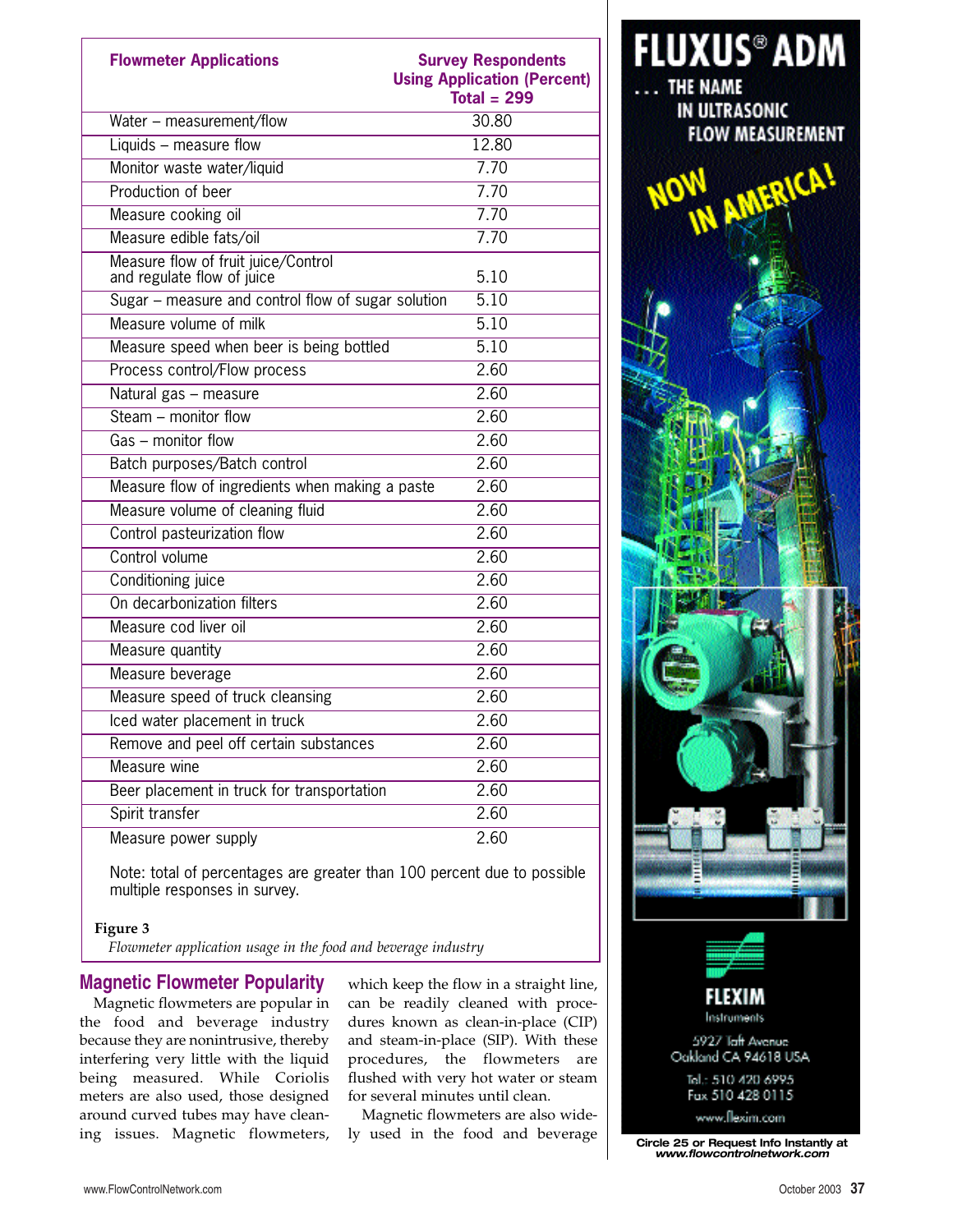| Flowmeter Applications | Survey Respondents Using Application (Percent) Total = 299 |
|---|---|
| Water – measurement/flow | 30.80 |
| Liquids – measure flow | 12.80 |
| Monitor waste water/liquid | 7.70 |
| Production of beer | 7.70 |
| Measure cooking oil | 7.70 |
| Measure edible fats/oil | 7.70 |
| Measure flow of fruit juice/Control and regulate flow of juice | 5.10 |
| Sugar – measure and control flow of sugar solution | 5.10 |
| Measure volume of milk | 5.10 |
| Measure speed when beer is being bottled | 5.10 |
| Process control/Flow process | 2.60 |
| Natural gas – measure | 2.60 |
| Steam – monitor flow | 2.60 |
| Gas – monitor flow | 2.60 |
| Batch purposes/Batch control | 2.60 |
| Measure flow of ingredients when making a paste | 2.60 |
| Measure volume of cleaning fluid | 2.60 |
| Control pasteurization flow | 2.60 |
| Control volume | 2.60 |
| Conditioning juice | 2.60 |
| On decarbonization filters | 2.60 |
| Measure cod liver oil | 2.60 |
| Measure quantity | 2.60 |
| Measure beverage | 2.60 |
| Measure speed of truck cleansing | 2.60 |
| Iced water placement in truck | 2.60 |
| Remove and peel off certain substances | 2.60 |
| Measure wine | 2.60 |
| Beer placement in truck for transportation | 2.60 |
| Spirit transfer | 2.60 |
| Measure power supply | 2.60 |

Note: total of percentages are greater than 100 percent due to possible multiple responses in survey.

**Figure 3**
*Flowmeter application usage in the food and beverage industry*

## Magnetic Flowmeter Popularity

Magnetic flowmeters are popular in the food and beverage industry because they are nonintrusive, thereby interfering very little with the liquid being measured. While Coriolis meters are also used, those designed around curved tubes may have cleaning issues. Magnetic flowmeters, which keep the flow in a straight line, can be readily cleaned with procedures known as clean-in-place (CIP) and steam-in-place (SIP). With these procedures, the flowmeters are flushed with very hot water or steam for several minutes until clean.

Magnetic flowmeters are also widely used in the food and beverage

FLUXUS® ADM ... THE NAME IN ULTRASONIC FLOW MEASUREMENT

NOW IN AMERICA!

FLEXIM Instruments
5927 Taft Avenue
Oakland CA 94618 USA
Tel.: 510 420 6995
Fax 510 428 0115
www.flexim.com

Circle 25 or Request Info Instantly at www.flowcontrolnetwork.com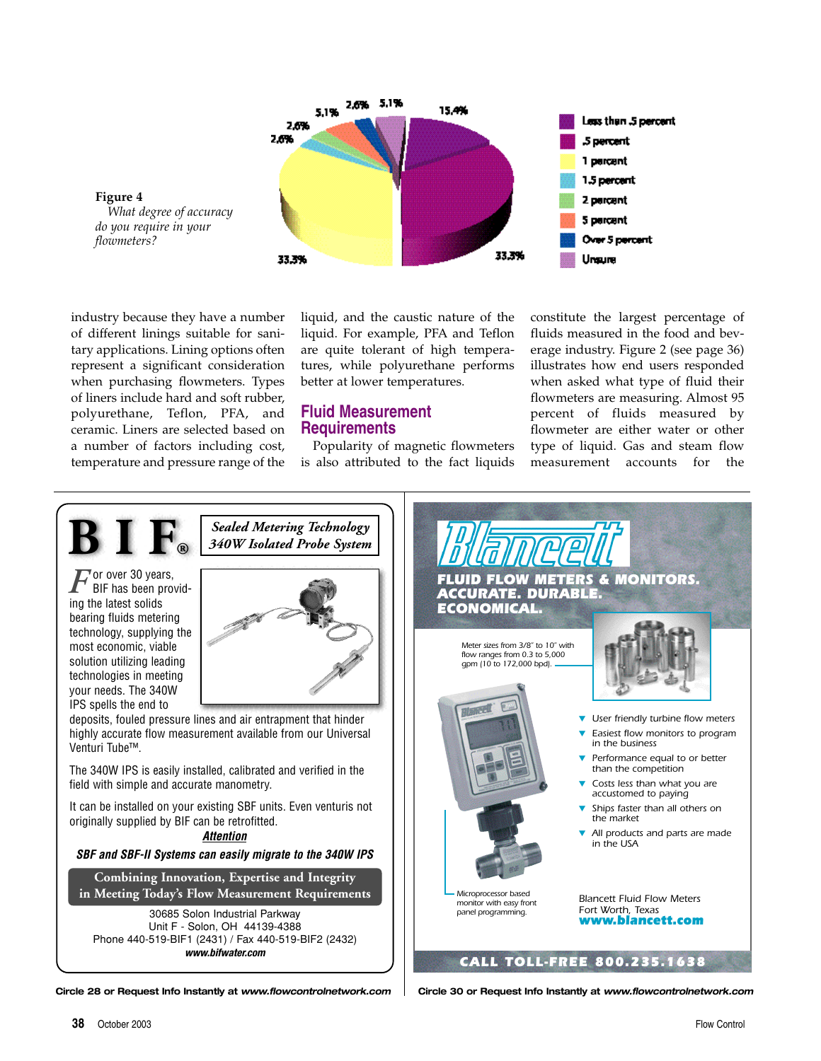**Figure 4**
*What degree of accuracy do you require in your flowmeters?*

| Response | Percentage |
|---|---|
| Less than .5 percent | 15.4% |
| .5 percent | 33.3% |
| 1 percent | 33.3% |
| 1.5 percent | 2.6% |
| 2 percent | 2.6% |
| 5 percent | 5.1% |
| Over 5 percent | 2.6% |
| Unsure | 5.1% |

industry because they have a number of different linings suitable for sanitary applications. Lining options often represent a significant consideration when purchasing flowmeters. Types of liners include hard and soft rubber, polyurethane, Teflon, PFA, and ceramic. Liners are selected based on a number of factors including cost, temperature and pressure range of the liquid, and the caustic nature of the liquid. For example, PFA and Teflon are quite tolerant of high temperatures, while polyurethane performs better at lower temperatures.

## Fluid Measurement Requirements

Popularity of magnetic flowmeters is also attributed to the fact liquids constitute the largest percentage of fluids measured in the food and beverage industry. Figure 2 (see page 36) illustrates how end users responded when asked what type of fluid their flowmeters are measuring. Almost 95 percent of fluids measured by flowmeter are either water or other type of liquid. Gas and steam flow measurement accounts for the

---

# B I F®

***Sealed Metering Technology***
***340W Isolated Probe System***

For over 30 years, BIF has been providing the latest solids bearing fluids metering technology, supplying the most economic, viable solution utilizing leading technologies in meeting your needs. The 340W IPS spells the end to deposits, fouled pressure lines and air entrapment that hinder highly accurate flow measurement available from our Universal Venturi Tube™.

The 340W IPS is easily installed, calibrated and verified in the field with simple and accurate manometry.

It can be installed on your existing SBF units. Even venturis not originally supplied by BIF can be retrofitted.

***Attention***

***SBF and SBF-II Systems can easily migrate to the 340W IPS***

**Combining Innovation, Expertise and Integrity in Meeting Today's Flow Measurement Requirements**

30685 Solon Industrial Parkway
Unit F - Solon, OH 44139-4388
Phone 440-519-BIF1 (2431) / Fax 440-519-BIF2 (2432)
***www.bifwater.com***

Circle 28 or Request Info Instantly at *www.flowcontrolnetwork.com*

---

# Blancett

**FLUID FLOW METERS & MONITORS. ACCURATE. DURABLE. ECONOMICAL.**

*Meter sizes from 3/8" to 10" with flow ranges from 0.3 to 5,000 gpm (10 to 172,000 bpd).*

- User friendly turbine flow meters
- Easiest flow monitors to program in the business
- Performance equal to or better than the competition
- Costs less than what you are accustomed to paying
- Ships faster than all others on the market
- All products and parts are made in the USA

Microprocessor based monitor with easy front panel programming.

Blancett Fluid Flow Meters
Fort Worth, Texas
**www.blancett.com**

**CALL TOLL-FREE 800.235.1638**

Circle 30 or Request Info Instantly at *www.flowcontrolnetwork.com*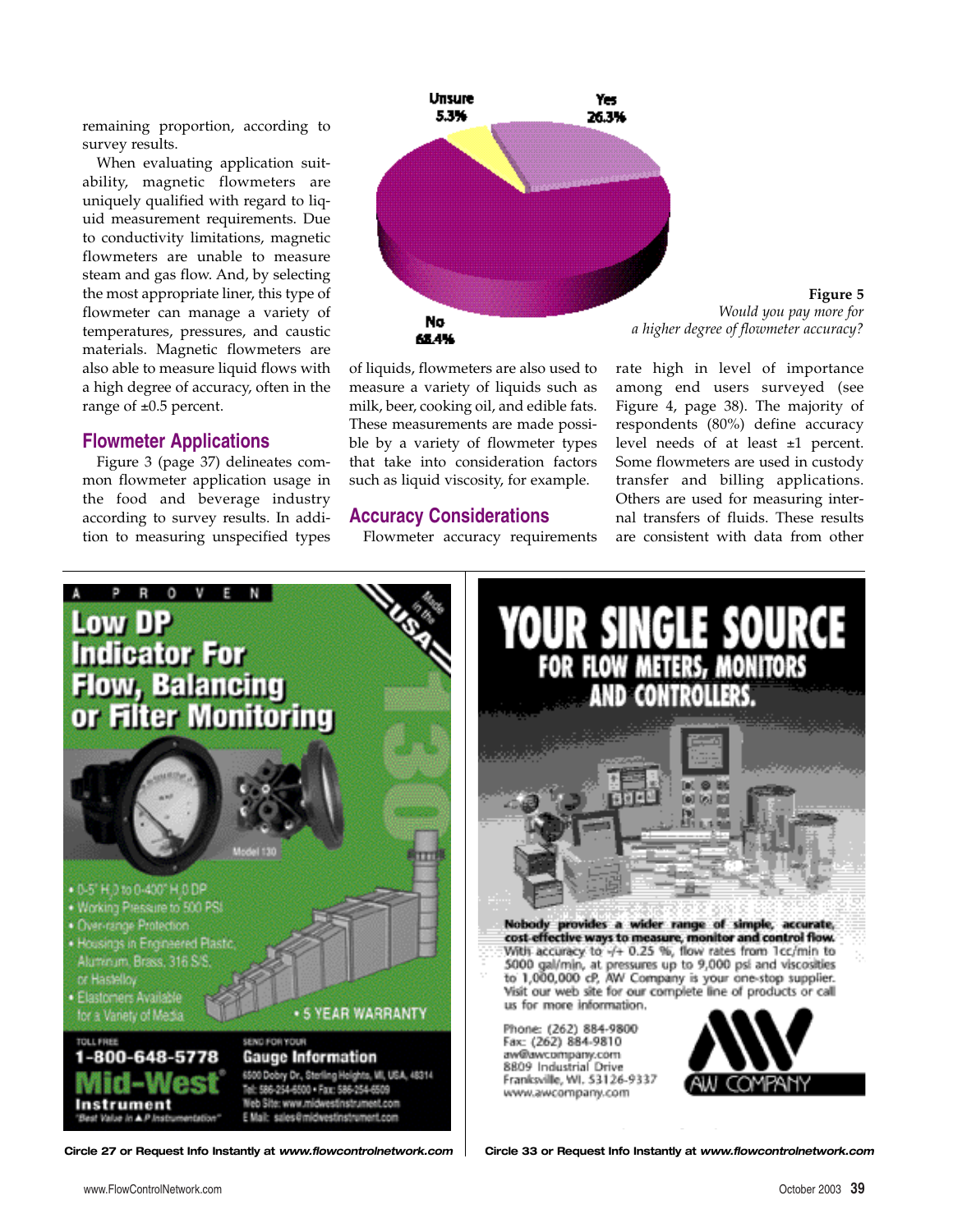remaining proportion, according to survey results.

When evaluating application suitability, magnetic flowmeters are uniquely qualified with regard to liquid measurement requirements. Due to conductivity limitations, magnetic flowmeters are unable to measure steam and gas flow. And, by selecting the most appropriate liner, this type of flowmeter can manage a variety of temperatures, pressures, and caustic materials. Magnetic flowmeters are also able to measure liquid flows with a high degree of accuracy, often in the range of ±0.5 percent.

## Flowmeter Applications

Figure 3 (page 37) delineates common flowmeter application usage in the food and beverage industry according to survey results. In addition to measuring unspecified types of liquids, flowmeters are also used to measure a variety of liquids such as milk, beer, cooking oil, and edible fats. These measurements are made possible by a variety of flowmeter types that take into consideration factors such as liquid viscosity, for example.

## Accuracy Considerations

Flowmeter accuracy requirements rate high in level of importance among end users surveyed (see Figure 4, page 38). The majority of respondents (80%) define accuracy level needs of at least ±1 percent. Some flowmeters are used in custody transfer and billing applications. Others are used for measuring internal transfers of fluids. These results are consistent with data from other

Unsure 5.3%

Yes 26.3%

No 68.4%

**Figure 5**
*Would you pay more for a higher degree of flowmeter accuracy?*

A PROVEN **Low DP Indicator For Flow, Balancing or Filter Monitoring**

Made in the USA

Model 130

- 0-5" $H_2O$ to 0-400" $H_2O$ DP
- Working Pressure to 500 PSI
- Over-range Protection
- Housings in Engineered Plastic, Aluminum, Brass, 316 S/S, or Hastelloy
- Elastomers Available for a Variety of Media
- 5 YEAR WARRANTY

TOLL FREE 1-800-648-5778

Mid-West® Instrument "Best Value in ∆P Instrumentation"

SEND FOR YOUR **Gauge Information**

6500 Dobry Dr., Sterling Heights, MI, USA, 48314
Tel: 586-254-6500 • Fax: 586-254-6509
Web Site: www.midwestinstrument.com
E Mail: sales@midwestinstrument.com

Circle 27 or Request Info Instantly at *www.flowcontrolnetwork.com*

**YOUR SINGLE SOURCE FOR FLOW METERS, MONITORS AND CONTROLLERS.**

**Nobody provides a wider range of simple, accurate, cost-effective ways to measure, monitor and control flow.** With accuracy to -/+ 0.25 %, flow rates from 1cc/min to 5000 gal/min, at pressures up to 9,000 psi and viscosities to 1,000,000 cP, AW Company is your one-stop supplier. Visit our web site for our complete line of products or call us for more information.

Phone: (262) 884-9800
Fax: (262) 884-9810
aw@awcompany.com
8809 Industrial Drive
Franksville, WI. 53126-9337
www.awcompany.com

AW COMPANY

Circle 33 or Request Info Instantly at *www.flowcontrolnetwork.com*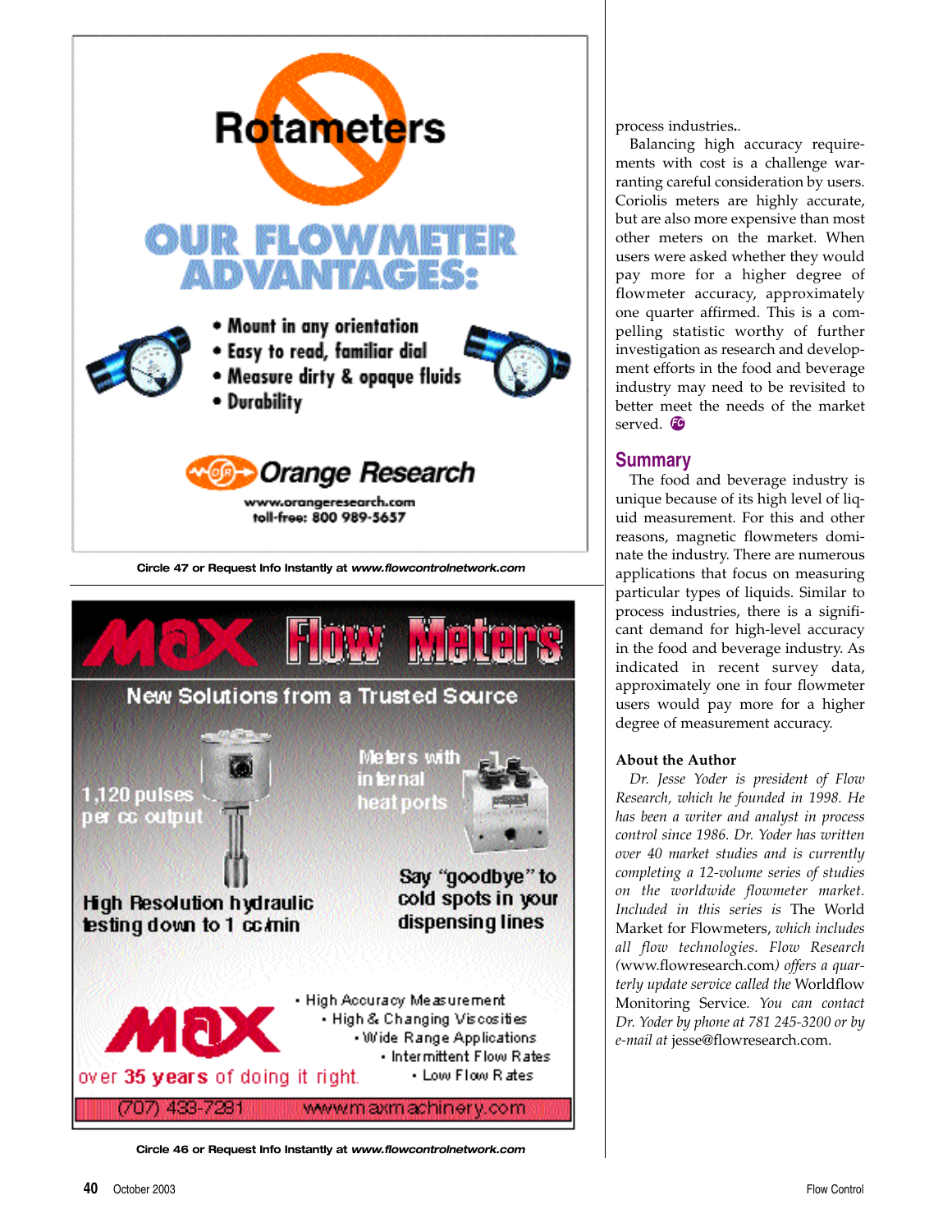Rotameters

OUR FLOWMETER ADVANTAGES:

- Mount in any orientation
- Easy to read, familiar dial
- Measure dirty & opaque fluids
- Durability

Orange Research

www.orangeresearch.com

toll-free: 800 989-5657

Circle 47 or Request Info Instantly at *www.flowcontrolnetwork.com*

MAX Flow Meters

New Solutions from a Trusted Source

1,120 pulses per cc output

High Resolution hydraulic testing down to 1 cc/min

Meters with internal heat ports

Say "goodbye" to cold spots in your dispensing lines

MAX

over 35 years of doing it right.

- High Accuracy Measurement
- High & Changing Viscosities
- Wide Range Applications
- Intermittent Flow Rates
- Low Flow Rates

(707) 433-7281 www.maxmachinery.com

Circle 46 or Request Info Instantly at *www.flowcontrolnetwork.com*

process industries..

Balancing high accuracy requirements with cost is a challenge warranting careful consideration by users. Coriolis meters are highly accurate, but are also more expensive than most other meters on the market. When users were asked whether they would pay more for a higher degree of flowmeter accuracy, approximately one quarter affirmed. This is a compelling statistic worthy of further investigation as research and development efforts in the food and beverage industry may need to be revisited to better meet the needs of the market served.

## Summary

The food and beverage industry is unique because of its high level of liquid measurement. For this and other reasons, magnetic flowmeters dominate the industry. There are numerous applications that focus on measuring particular types of liquids. Similar to process industries, there is a significant demand for high-level accuracy in the food and beverage industry. As indicated in recent survey data, approximately one in four flowmeter users would pay more for a higher degree of measurement accuracy.

**About the Author**

*Dr. Jesse Yoder is president of Flow Research, which he founded in 1998. He has been a writer and analyst in process control since 1986. Dr. Yoder has written over 40 market studies and is currently completing a 12-volume series of studies on the worldwide flowmeter market. Included in this series is* The World Market for Flowmeters, *which includes all flow technologies. Flow Research* (www.flowresearch.com) *offers a quarterly update service called the* Worldflow Monitoring Service. *You can contact Dr. Yoder by phone at 781 245-3200 or by e-mail at* jesse@flowresearch.com.